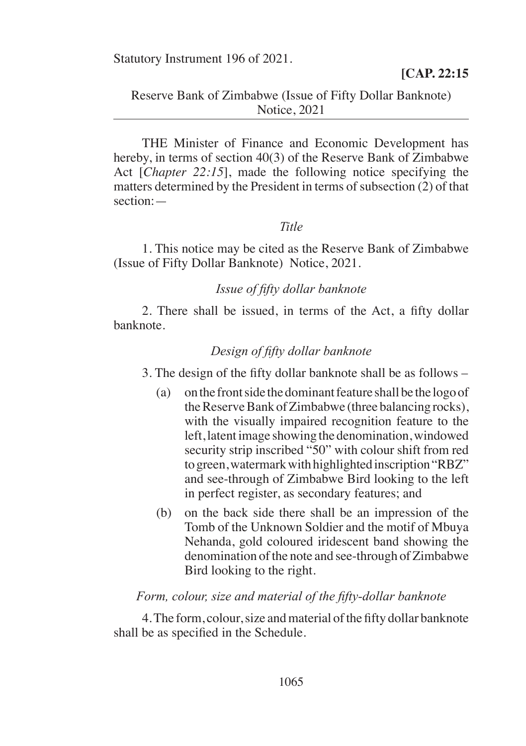Statutory Instrument 196 of 2021.

**[CAP. 22:15**

Reserve Bank of Zimbabwe (Issue of Fifty Dollar Banknote) Notice, 2021

THE Minister of Finance and Economic Development has hereby, in terms of section 40(3) of the Reserve Bank of Zimbabwe Act [*Chapter 22:15*], made the following notice specifying the matters determined by the President in terms of subsection (2) of that section:—

*Title*

1. This notice may be cited as the Reserve Bank of Zimbabwe (Issue of Fifty Dollar Banknote) Notice, 2021.

*Issue of fifty dollar banknote*

2. There shall be issued, in terms of the Act, a fifty dollar banknote.

*Design of fifty dollar banknote*

3. The design of the fifty dollar banknote shall be as follows –

(a) on the front side the dominant feature shall be the logo of the Reserve Bank of Zimbabwe (three balancing rocks), with the visually impaired recognition feature to the left, latent image showing the denomination, windowed security strip inscribed "50" with colour shift from red to green, watermark with highlighted inscription "RBZ" and see-through of Zimbabwe Bird looking to the left in perfect register, as secondary features; and

(b) on the back side there shall be an impression of the Tomb of the Unknown Soldier and the motif of Mbuya Nehanda, gold coloured iridescent band showing the denomination of the note and see-through of Zimbabwe Bird looking to the right.

*Form, colour, size and material of the fifty-dollar banknote*

4. The form, colour, size and material of the fifty dollar banknote shall be as specified in the Schedule.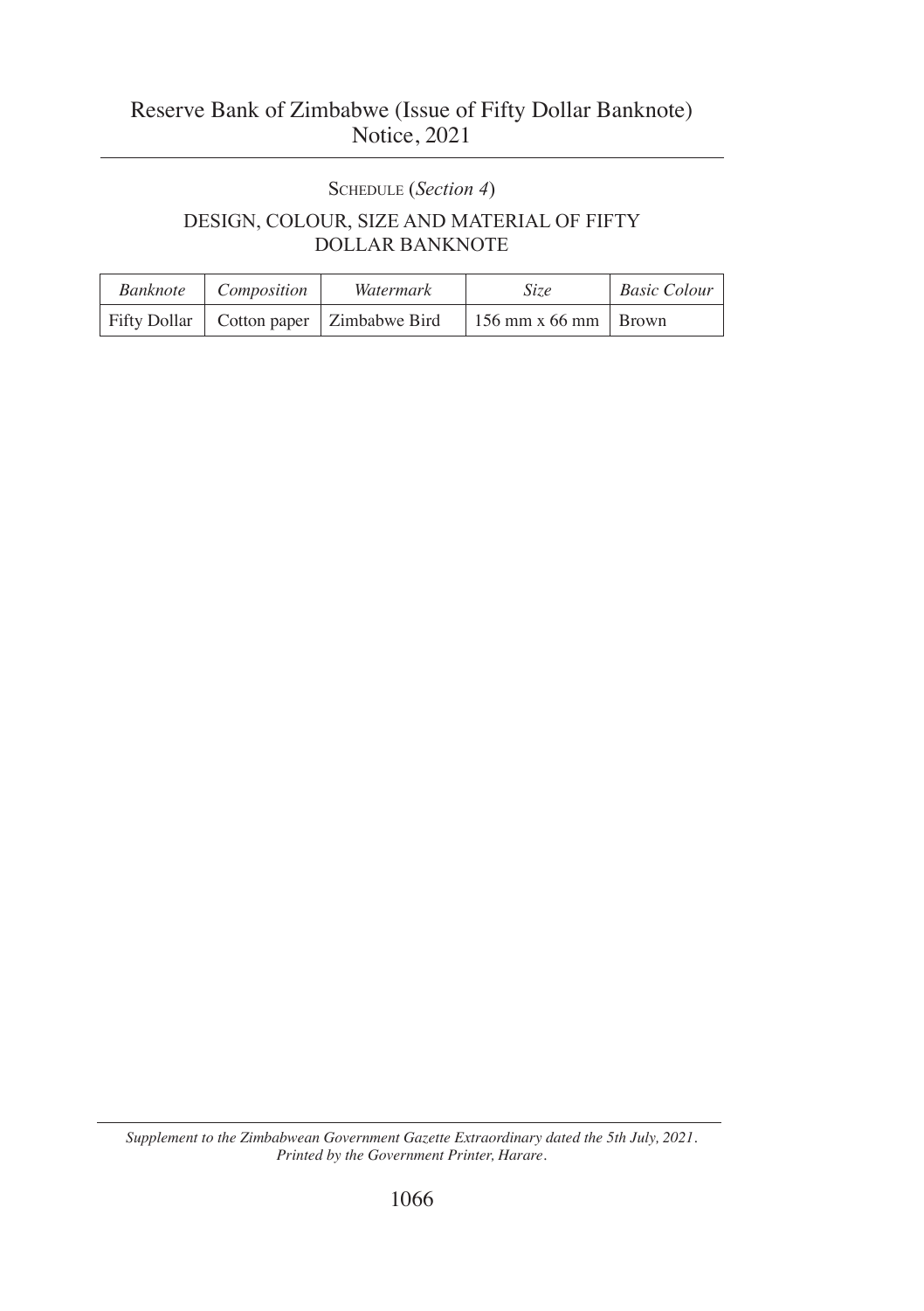Reserve Bank of Zimbabwe (Issue of Fifty Dollar Banknote) Notice, 2021

SCHEDULE (*Section 4*)

DESIGN, COLOUR, SIZE AND MATERIAL OF FIFTY DOLLAR BANKNOTE

| *Banknote* | *Composition* | *Watermark* | *Size* | *Basic Colour* |
|---|---|---|---|---|
| Fifty Dollar | Cotton paper | Zimbabwe Bird | 156 mm x 66 mm | Brown |

*Supplement to the Zimbabwean Government Gazette Extraordinary dated the 5th July, 2021.*
*Printed by the Government Printer, Harare.*